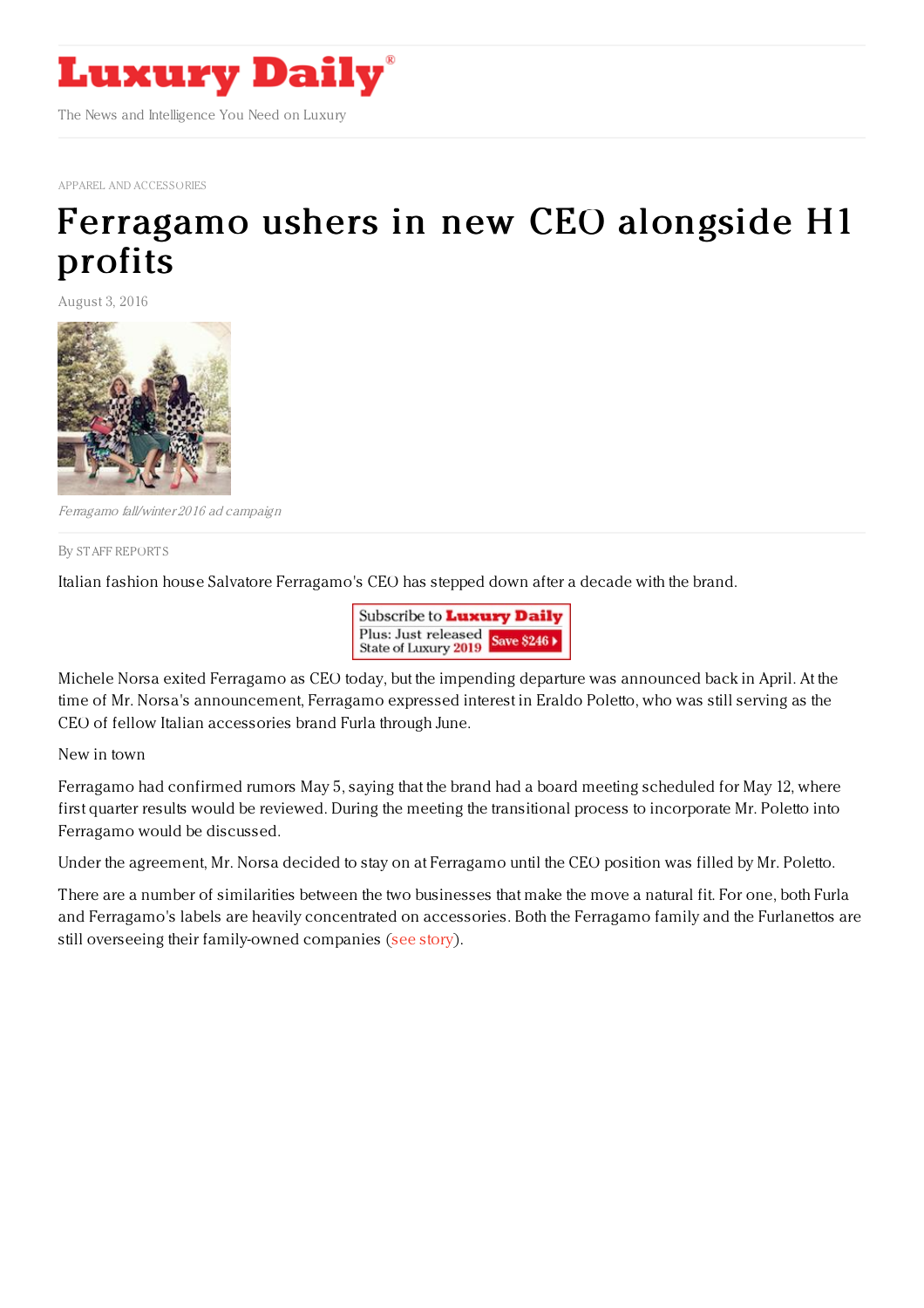# Luxury Daily

The News and Intelligence You Need on Luxury

APPAREL AND ACCESSORIES

# Ferragamo ushers in new CEO alongside H1 profits

August 3, 2016

*Ferragamo fall/winter 2016 ad campaign*

By STAFF REPORTS

Italian fashion house Salvatore Ferragamo's CEO has stepped down after a decade with the brand.

Michele Norsa exited Ferragamo as CEO today, but the impending departure was announced back in April. At the time of Mr. Norsa's announcement, Ferragamo expressed interest in Eraldo Poletto, who was still serving as the CEO of fellow Italian accessories brand Furla through June.

New in town

Ferragamo had confirmed rumors May 5, saying that the brand had a board meeting scheduled for May 12, where first quarter results would be reviewed. During the meeting the transitional process to incorporate Mr. Poletto into Ferragamo would be discussed.

Under the agreement, Mr. Norsa decided to stay on at Ferragamo until the CEO position was filled by Mr. Poletto.

There are a number of similarities between the two businesses that make the move a natural fit. For one, both Furla and Ferragamo's labels are heavily concentrated on accessories. Both the Ferragamo family and the Furlanettos are still overseeing their family-owned companies (see story).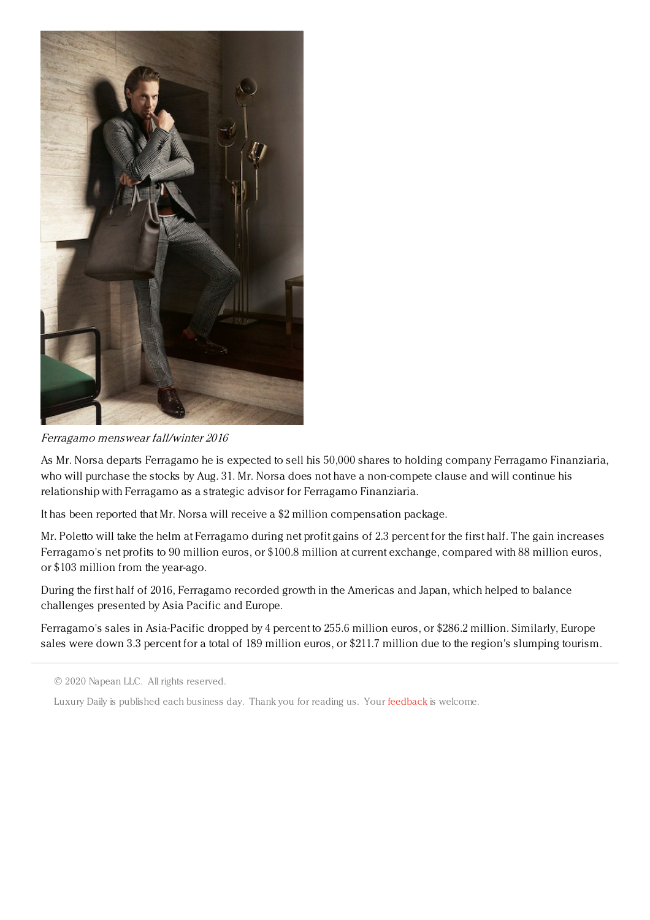*Ferragamo menswear fall/winter 2016*

As Mr. Norsa departs Ferragamo he is expected to sell his 50,000 shares to holding company Ferragamo Finanziaria, who will purchase the stocks by Aug. 31. Mr. Norsa does not have a non-compete clause and will continue his relationship with Ferragamo as a strategic advisor for Ferragamo Finanziaria.

It has been reported that Mr. Norsa will receive a $2 million compensation package.

Mr. Poletto will take the helm at Ferragamo during net profit gains of 2.3 percent for the first half. The gain increases Ferragamo's net profits to 90 million euros, or $100.8 million at current exchange, compared with 88 million euros, or $103 million from the year-ago.

During the first half of 2016, Ferragamo recorded growth in the Americas and Japan, which helped to balance challenges presented by Asia Pacific and Europe.

Ferragamo's sales in Asia-Pacific dropped by 4 percent to 255.6 million euros, or $286.2 million. Similarly, Europe sales were down 3.3 percent for a total of 189 million euros, or $211.7 million due to the region's slumping tourism.

© 2020 Napean LLC. All rights reserved.

Luxury Daily is published each business day. Thank you for reading us. Your feedback is welcome.